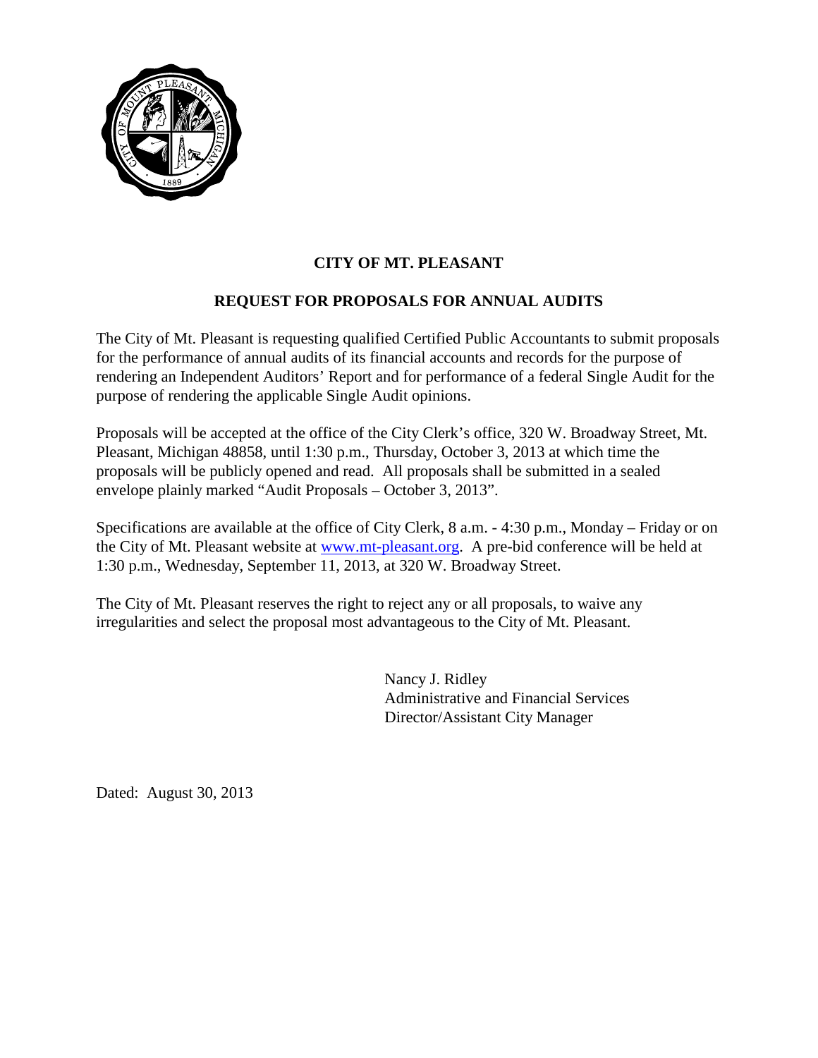# CITY OF MT. PLEASANT

## REQUEST FOR PROPOSALS FOR ANNUAL AUDITS

The City of Mt. Pleasant is requesting qualified Certified Public Accountants to submit proposals for the performance of annual audits of its financial accounts and records for the purpose of rendering an Independent Auditors' Report and for performance of a federal Single Audit for the purpose of rendering the applicable Single Audit opinions.

Proposals will be accepted at the office of the City Clerk's office, 320 W. Broadway Street, Mt. Pleasant, Michigan 48858, until 1:30 p.m., Thursday, October 3, 2013 at which time the proposals will be publicly opened and read. All proposals shall be submitted in a sealed envelope plainly marked "Audit Proposals – October 3, 2013".

Specifications are available at the office of City Clerk, 8 a.m. - 4:30 p.m., Monday – Friday or on the City of Mt. Pleasant website at www.mt-pleasant.org. A pre-bid conference will be held at 1:30 p.m., Wednesday, September 11, 2013, at 320 W. Broadway Street.

The City of Mt. Pleasant reserves the right to reject any or all proposals, to waive any irregularities and select the proposal most advantageous to the City of Mt. Pleasant.

Nancy J. Ridley
Administrative and Financial Services
Director/Assistant City Manager

Dated: August 30, 2013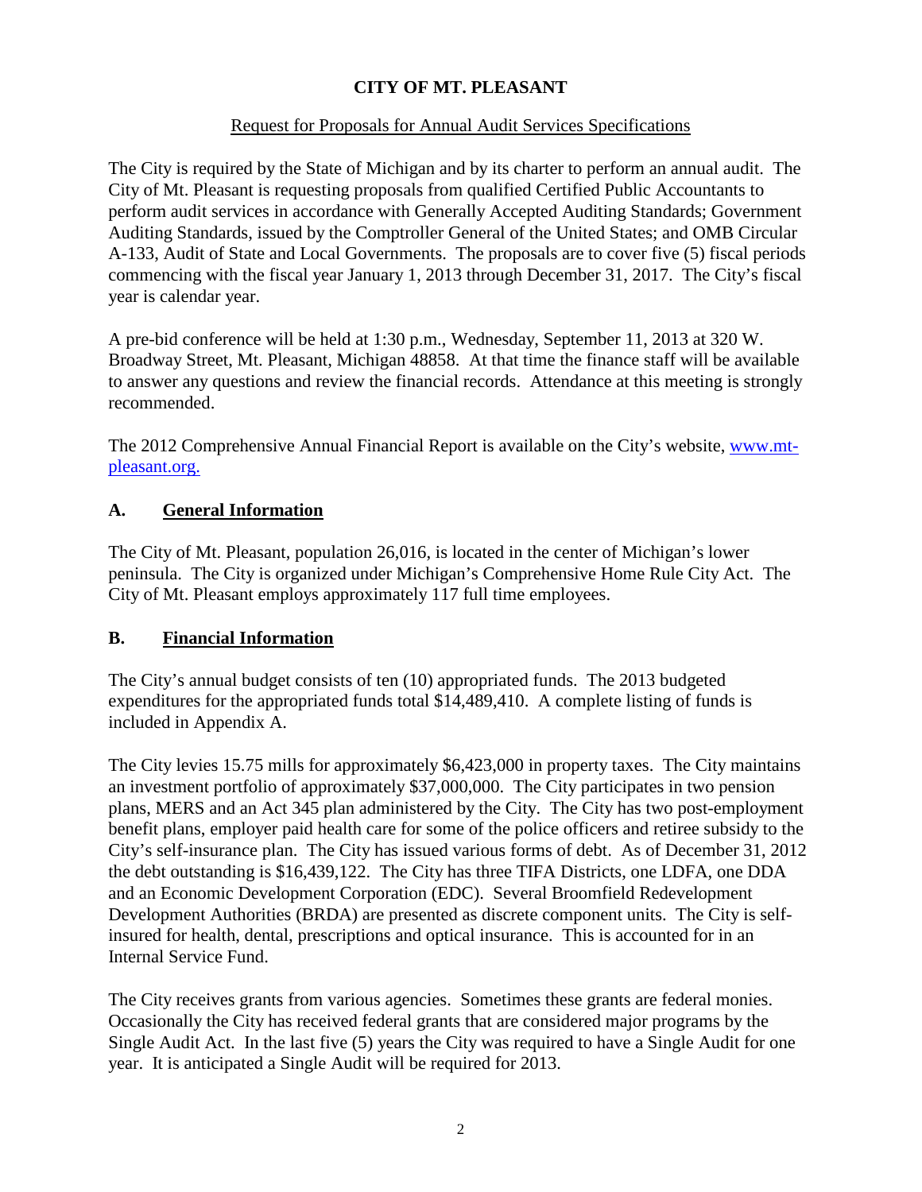# CITY OF MT. PLEASANT

Request for Proposals for Annual Audit Services Specifications

The City is required by the State of Michigan and by its charter to perform an annual audit. The City of Mt. Pleasant is requesting proposals from qualified Certified Public Accountants to perform audit services in accordance with Generally Accepted Auditing Standards; Government Auditing Standards, issued by the Comptroller General of the United States; and OMB Circular A-133, Audit of State and Local Governments. The proposals are to cover five (5) fiscal periods commencing with the fiscal year January 1, 2013 through December 31, 2017. The City's fiscal year is calendar year.

A pre-bid conference will be held at 1:30 p.m., Wednesday, September 11, 2013 at 320 W. Broadway Street, Mt. Pleasant, Michigan 48858. At that time the finance staff will be available to answer any questions and review the financial records. Attendance at this meeting is strongly recommended.

The 2012 Comprehensive Annual Financial Report is available on the City's website, www.mt-pleasant.org.

## A. General Information

The City of Mt. Pleasant, population 26,016, is located in the center of Michigan's lower peninsula. The City is organized under Michigan's Comprehensive Home Rule City Act. The City of Mt. Pleasant employs approximately 117 full time employees.

## B. Financial Information

The City's annual budget consists of ten (10) appropriated funds. The 2013 budgeted expenditures for the appropriated funds total $14,489,410. A complete listing of funds is included in Appendix A.

The City levies 15.75 mills for approximately $6,423,000 in property taxes. The City maintains an investment portfolio of approximately $37,000,000. The City participates in two pension plans, MERS and an Act 345 plan administered by the City. The City has two post-employment benefit plans, employer paid health care for some of the police officers and retiree subsidy to the City's self-insurance plan. The City has issued various forms of debt. As of December 31, 2012 the debt outstanding is $16,439,122. The City has three TIFA Districts, one LDFA, one DDA and an Economic Development Corporation (EDC). Several Broomfield Redevelopment Development Authorities (BRDA) are presented as discrete component units. The City is self-insured for health, dental, prescriptions and optical insurance. This is accounted for in an Internal Service Fund.

The City receives grants from various agencies. Sometimes these grants are federal monies. Occasionally the City has received federal grants that are considered major programs by the Single Audit Act. In the last five (5) years the City was required to have a Single Audit for one year. It is anticipated a Single Audit will be required for 2013.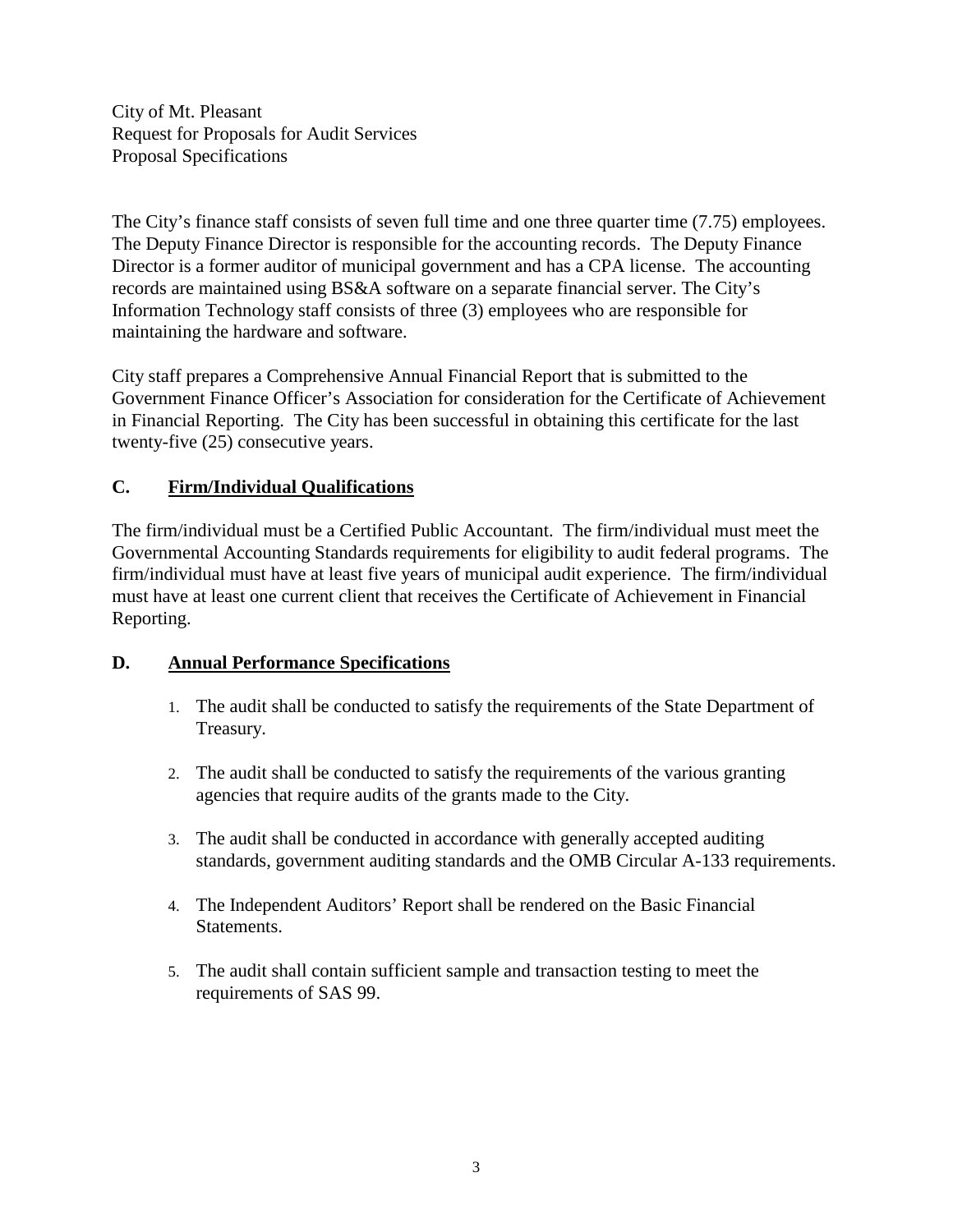City of Mt. Pleasant
Request for Proposals for Audit Services
Proposal Specifications

The City's finance staff consists of seven full time and one three quarter time (7.75) employees. The Deputy Finance Director is responsible for the accounting records. The Deputy Finance Director is a former auditor of municipal government and has a CPA license. The accounting records are maintained using BS&A software on a separate financial server. The City's Information Technology staff consists of three (3) employees who are responsible for maintaining the hardware and software.

City staff prepares a Comprehensive Annual Financial Report that is submitted to the Government Finance Officer's Association for consideration for the Certificate of Achievement in Financial Reporting. The City has been successful in obtaining this certificate for the last twenty-five (25) consecutive years.

## C. Firm/Individual Qualifications

The firm/individual must be a Certified Public Accountant. The firm/individual must meet the Governmental Accounting Standards requirements for eligibility to audit federal programs. The firm/individual must have at least five years of municipal audit experience. The firm/individual must have at least one current client that receives the Certificate of Achievement in Financial Reporting.

## D. Annual Performance Specifications

1. The audit shall be conducted to satisfy the requirements of the State Department of Treasury.

2. The audit shall be conducted to satisfy the requirements of the various granting agencies that require audits of the grants made to the City.

3. The audit shall be conducted in accordance with generally accepted auditing standards, government auditing standards and the OMB Circular A-133 requirements.

4. The Independent Auditors' Report shall be rendered on the Basic Financial Statements.

5. The audit shall contain sufficient sample and transaction testing to meet the requirements of SAS 99.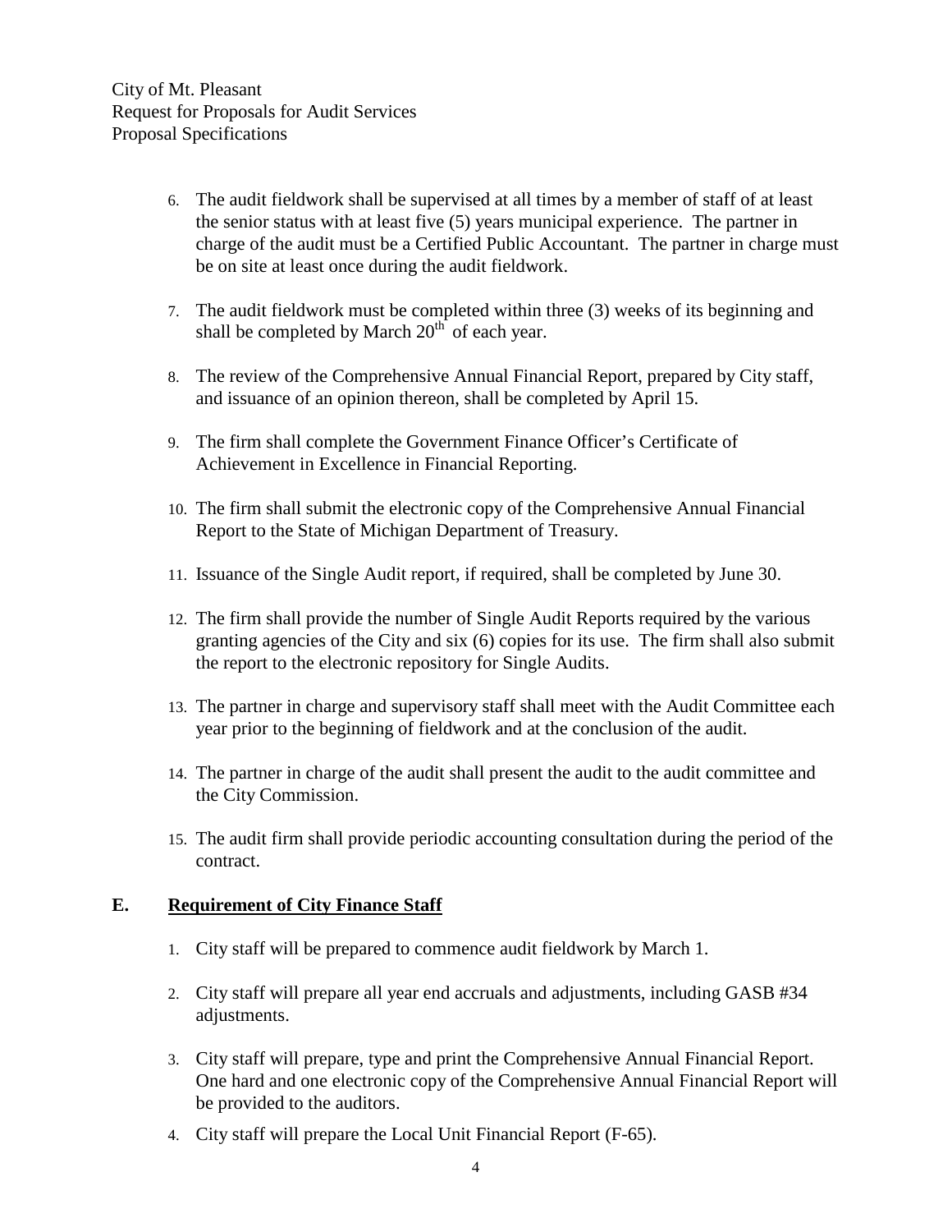6. The audit fieldwork shall be supervised at all times by a member of staff of at least the senior status with at least five (5) years municipal experience. The partner in charge of the audit must be a Certified Public Accountant. The partner in charge must be on site at least once during the audit fieldwork.

7. The audit fieldwork must be completed within three (3) weeks of its beginning and shall be completed by March 20th of each year.

8. The review of the Comprehensive Annual Financial Report, prepared by City staff, and issuance of an opinion thereon, shall be completed by April 15.

9. The firm shall complete the Government Finance Officer's Certificate of Achievement in Excellence in Financial Reporting.

10. The firm shall submit the electronic copy of the Comprehensive Annual Financial Report to the State of Michigan Department of Treasury.

11. Issuance of the Single Audit report, if required, shall be completed by June 30.

12. The firm shall provide the number of Single Audit Reports required by the various granting agencies of the City and six (6) copies for its use. The firm shall also submit the report to the electronic repository for Single Audits.

13. The partner in charge and supervisory staff shall meet with the Audit Committee each year prior to the beginning of fieldwork and at the conclusion of the audit.

14. The partner in charge of the audit shall present the audit to the audit committee and the City Commission.

15. The audit firm shall provide periodic accounting consultation during the period of the contract.

## E. <u>Requirement of City Finance Staff</u>

1. City staff will be prepared to commence audit fieldwork by March 1.

2. City staff will prepare all year end accruals and adjustments, including GASB #34 adjustments.

3. City staff will prepare, type and print the Comprehensive Annual Financial Report. One hard and one electronic copy of the Comprehensive Annual Financial Report will be provided to the auditors.

4. City staff will prepare the Local Unit Financial Report (F-65).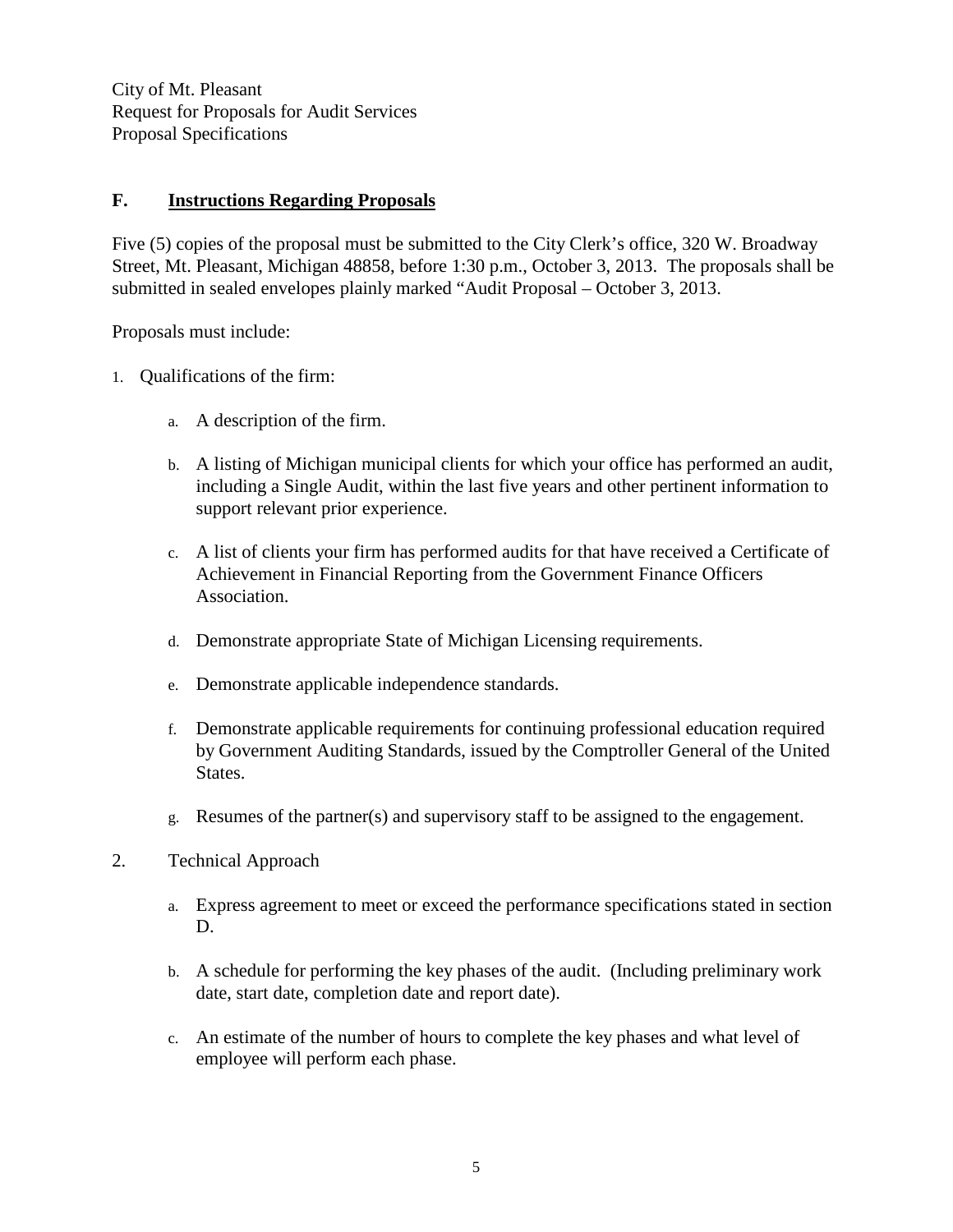City of Mt. Pleasant
Request for Proposals for Audit Services
Proposal Specifications

## F. Instructions Regarding Proposals

Five (5) copies of the proposal must be submitted to the City Clerk's office, 320 W. Broadway Street, Mt. Pleasant, Michigan 48858, before 1:30 p.m., October 3, 2013. The proposals shall be submitted in sealed envelopes plainly marked "Audit Proposal – October 3, 2013.

Proposals must include:

1. Qualifications of the firm:

   a. A description of the firm.

   b. A listing of Michigan municipal clients for which your office has performed an audit, including a Single Audit, within the last five years and other pertinent information to support relevant prior experience.

   c. A list of clients your firm has performed audits for that have received a Certificate of Achievement in Financial Reporting from the Government Finance Officers Association.

   d. Demonstrate appropriate State of Michigan Licensing requirements.

   e. Demonstrate applicable independence standards.

   f. Demonstrate applicable requirements for continuing professional education required by Government Auditing Standards, issued by the Comptroller General of the United States.

   g. Resumes of the partner(s) and supervisory staff to be assigned to the engagement.

2. Technical Approach

   a. Express agreement to meet or exceed the performance specifications stated in section D.

   b. A schedule for performing the key phases of the audit. (Including preliminary work date, start date, completion date and report date).

   c. An estimate of the number of hours to complete the key phases and what level of employee will perform each phase.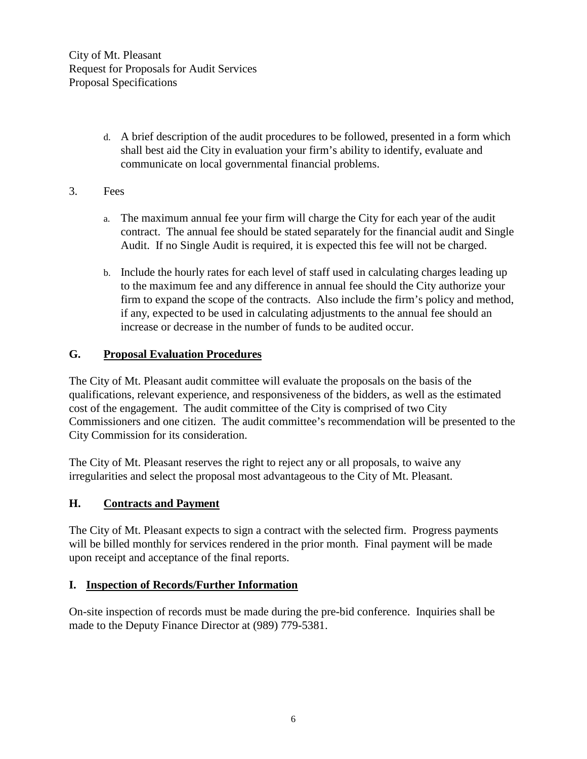d. A brief description of the audit procedures to be followed, presented in a form which shall best aid the City in evaluation your firm's ability to identify, evaluate and communicate on local governmental financial problems.

3. Fees

   a. The maximum annual fee your firm will charge the City for each year of the audit contract. The annual fee should be stated separately for the financial audit and Single Audit. If no Single Audit is required, it is expected this fee will not be charged.

   b. Include the hourly rates for each level of staff used in calculating charges leading up to the maximum fee and any difference in annual fee should the City authorize your firm to expand the scope of the contracts. Also include the firm's policy and method, if any, expected to be used in calculating adjustments to the annual fee should an increase or decrease in the number of funds to be audited occur.

## G. Proposal Evaluation Procedures

The City of Mt. Pleasant audit committee will evaluate the proposals on the basis of the qualifications, relevant experience, and responsiveness of the bidders, as well as the estimated cost of the engagement. The audit committee of the City is comprised of two City Commissioners and one citizen. The audit committee's recommendation will be presented to the City Commission for its consideration.

The City of Mt. Pleasant reserves the right to reject any or all proposals, to waive any irregularities and select the proposal most advantageous to the City of Mt. Pleasant.

## H. Contracts and Payment

The City of Mt. Pleasant expects to sign a contract with the selected firm. Progress payments will be billed monthly for services rendered in the prior month. Final payment will be made upon receipt and acceptance of the final reports.

## I. Inspection of Records/Further Information

On-site inspection of records must be made during the pre-bid conference. Inquiries shall be made to the Deputy Finance Director at (989) 779-5381.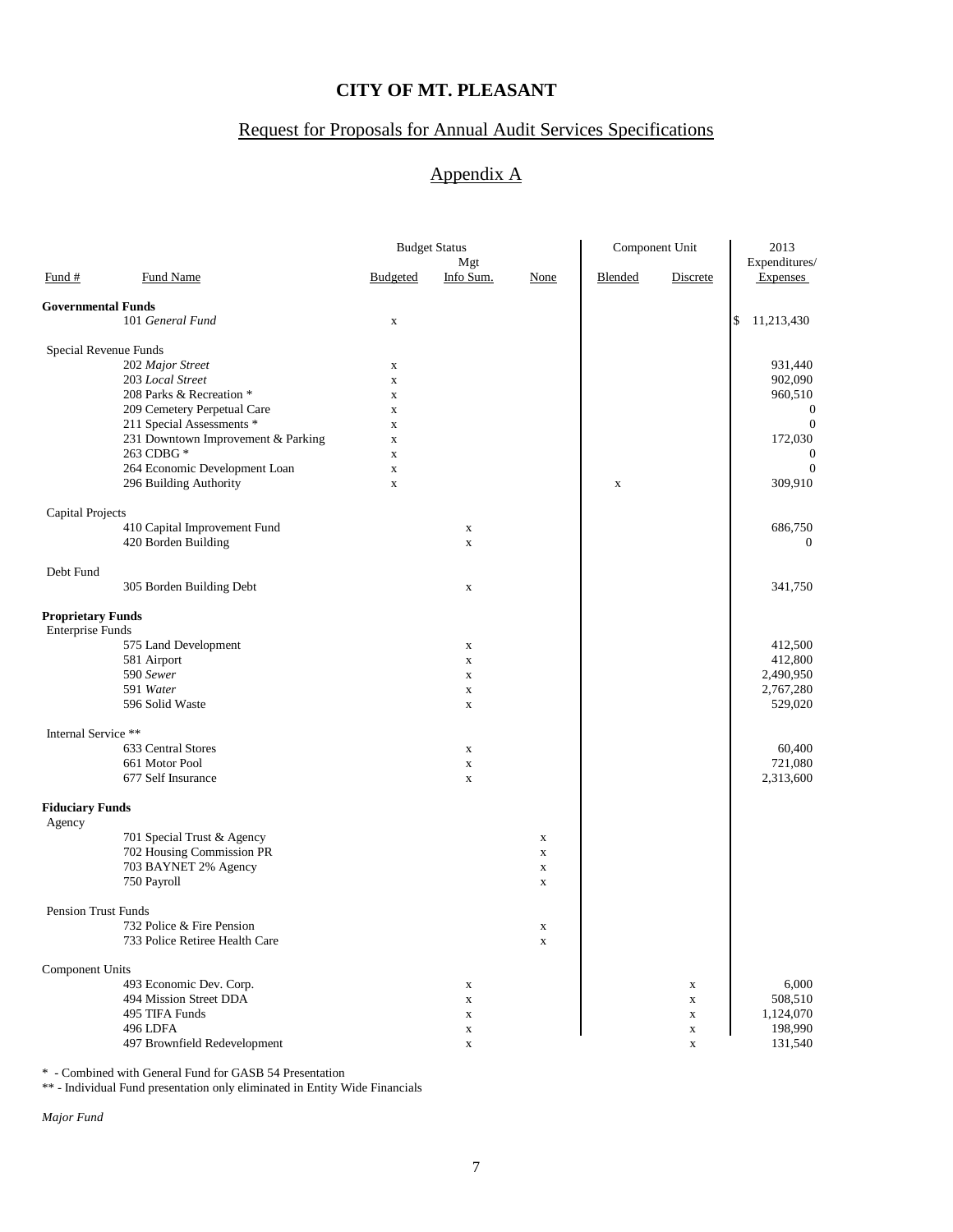# CITY OF MT. PLEASANT

## Request for Proposals for Annual Audit Services Specifications

## Appendix A

| Fund # | Fund Name | Budget Status: Budgeted | Budget Status: Mgt Info Sum. | Budget Status: None | Component Unit: Blended | Component Unit: Discrete | 2013 Expenditures/ Expenses |
|---|---|---|---|---|---|---|---|
| **Governmental Funds** | | | | | | | |
| 101 | *General Fund* | x | | | | | $ 11,213,430 |
| Special Revenue Funds | | | | | | | |
| 202 | *Major Street* | x | | | | | 931,440 |
| 203 | *Local Street* | x | | | | | 902,090 |
| 208 | Parks & Recreation * | x | | | | | 960,510 |
| 209 | Cemetery Perpetual Care | x | | | | | 0 |
| 211 | Special Assessments * | x | | | | | 0 |
| 231 | Downtown Improvement & Parking | x | | | | | 172,030 |
| 263 | CDBG * | x | | | | | 0 |
| 264 | Economic Development Loan | x | | | | | 0 |
| 296 | Building Authority | x | | | x | | 309,910 |
| Capital Projects | | | | | | | |
| 410 | Capital Improvement Fund | | x | | | | 686,750 |
| 420 | Borden Building | | x | | | | 0 |
| Debt Fund | | | | | | | |
| 305 | Borden Building Debt | | x | | | | 341,750 |
| **Proprietary Funds** | | | | | | | |
| Enterprise Funds | | | | | | | |
| 575 | Land Development | | x | | | | 412,500 |
| 581 | Airport | | x | | | | 412,800 |
| 590 | *Sewer* | | x | | | | 2,490,950 |
| 591 | *Water* | | x | | | | 2,767,280 |
| 596 | Solid Waste | | x | | | | 529,020 |
| Internal Service ** | | | | | | | |
| 633 | Central Stores | | x | | | | 60,400 |
| 661 | Motor Pool | | x | | | | 721,080 |
| 677 | Self Insurance | | x | | | | 2,313,600 |
| **Fiduciary Funds** | | | | | | | |
| Agency | | | | | | | |
| 701 | Special Trust & Agency | | | x | | | |
| 702 | Housing Commission PR | | | x | | | |
| 703 | BAYNET 2% Agency | | | x | | | |
| 750 | Payroll | | | x | | | |
| Pension Trust Funds | | | | | | | |
| 732 | Police & Fire Pension | | | x | | | |
| 733 | Police Retiree Health Care | | | x | | | |
| Component Units | | | | | | | |
| 493 | Economic Dev. Corp. | | x | | | x | 6,000 |
| 494 | Mission Street DDA | | x | | | x | 508,510 |
| 495 | TIFA Funds | | x | | | x | 1,124,070 |
| 496 | LDFA | | x | | | x | 198,990 |
| 497 | Brownfield Redevelopment | | x | | | x | 131,540 |

* - Combined with General Fund for GASB 54 Presentation
** - Individual Fund presentation only eliminated in Entity Wide Financials

*Major Fund*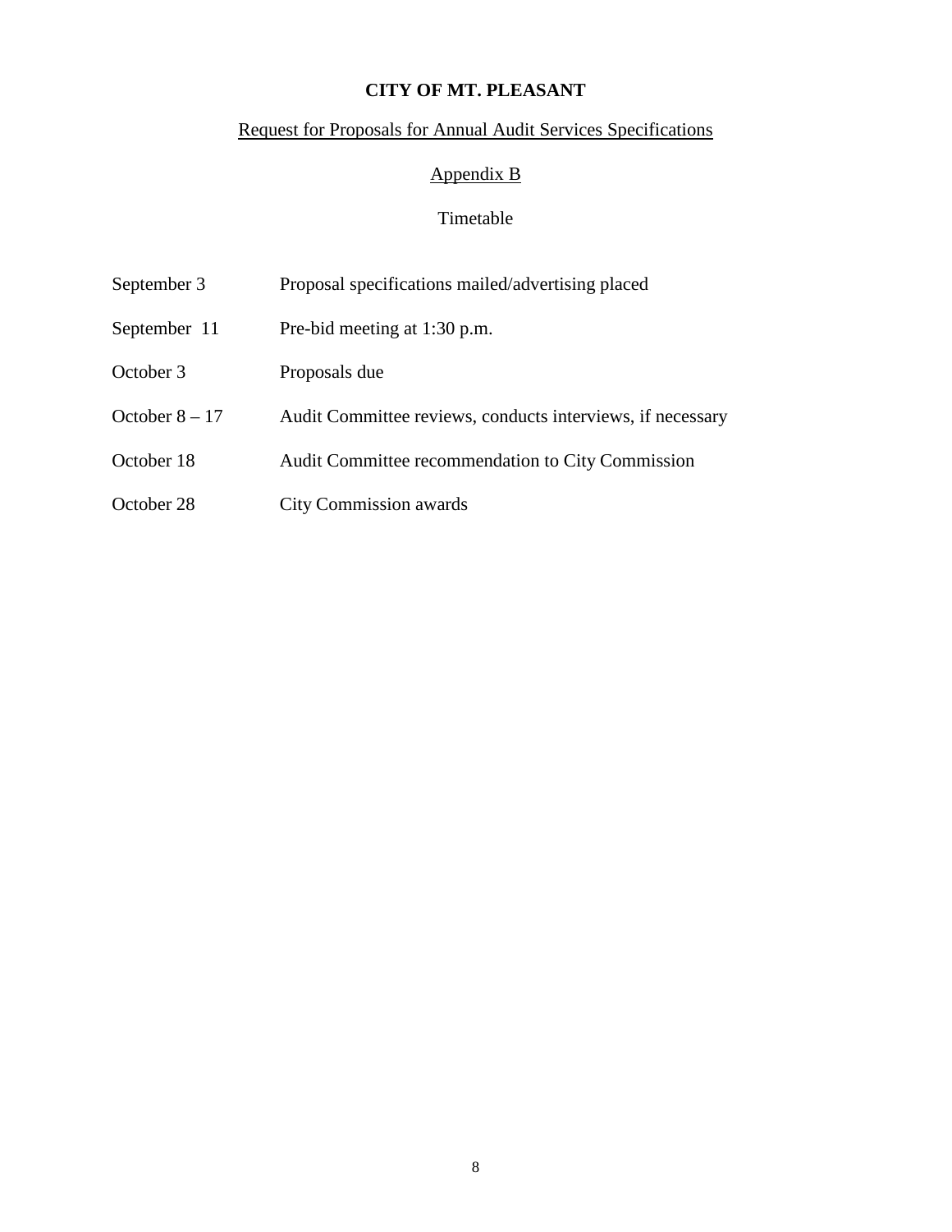**CITY OF MT. PLEASANT**

Request for Proposals for Annual Audit Services Specifications

Appendix B

Timetable

| | |
|---|---|
| September 3 | Proposal specifications mailed/advertising placed |
| September 11 | Pre-bid meeting at 1:30 p.m. |
| October 3 | Proposals due |
| October 8 – 17 | Audit Committee reviews, conducts interviews, if necessary |
| October 18 | Audit Committee recommendation to City Commission |
| October 28 | City Commission awards |